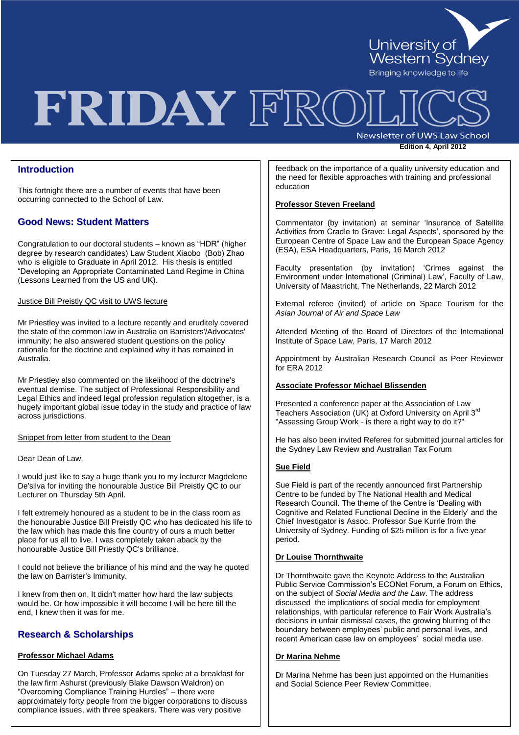University of Western Sydney
Bringing knowledge to life

# FRIDAY FROLICS

Newsletter of UWS Law School

**Edition 4, April 2012**

## Introduction

This fortnight there are a number of events that have been occurring connected to the School of Law.

## Good News: Student Matters

Congratulation to our doctoral students – known as "HDR" (higher degree by research candidates) Law Student Xiaobo (Bob) Zhao who is eligible to Graduate in April 2012. His thesis is entitled "Developing an Appropriate Contaminated Land Regime in China (Lessons Learned from the US and UK).

Justice Bill Preistly QC visit to UWS lecture

Mr Priestley was invited to a lecture recently and eruditely covered the state of the common law in Australia on Barristers'/Advocates' immunity; he also answered student questions on the policy rationale for the doctrine and explained why it has remained in Australia.

Mr Priestley also commented on the likelihood of the doctrine's eventual demise. The subject of Professional Responsibility and Legal Ethics and indeed legal profession regulation altogether, is a hugely important global issue today in the study and practice of law across jurisdictions.

Snippet from letter from student to the Dean

Dear Dean of Law,

I would just like to say a huge thank you to my lecturer Magdelene De'silva for inviting the honourable Justice Bill Preisty QC to our Lecturer on Thursday 5th April.

I felt extremely honoured as a student to be in the class room as the honourable Justice Bill Preisty QC who has dedicated his life to the law which has made this fine country of ours a much better place for us all to live. I was completely taken aback by the honourable Justice Bill Priestly QC's brilliance.

I could not believe the brilliance of his mind and the way he quoted the law on Barrister's Immunity.

I knew from then on, It didn't matter how hard the law subjects would be. Or how impossible it will become I will be here till the end, I knew then it was for me.

## Research & Scholarships

**Professor Michael Adams**

On Tuesday 27 March, Professor Adams spoke at a breakfast for the law firm Ashurst (previously Blake Dawson Waldron) on "Overcoming Compliance Training Hurdles" – there were approximately forty people from the bigger corporations to discuss compliance issues, with three speakers. There was very positive feedback on the importance of a quality university education and the need for flexible approaches with training and professional education

**Professor Steven Freeland**

Commentator (by invitation) at seminar 'Insurance of Satellite Activities from Cradle to Grave: Legal Aspects', sponsored by the European Centre of Space Law and the European Space Agency (ESA), ESA Headquarters, Paris, 16 March 2012

Faculty presentation (by invitation) 'Crimes against the Environment under International (Criminal) Law', Faculty of Law, University of Maastricht, The Netherlands, 22 March 2012

External referee (invited) of article on Space Tourism for the *Asian Journal of Air and Space Law*

Attended Meeting of the Board of Directors of the International Institute of Space Law, Paris, 17 March 2012

Appointment by Australian Research Council as Peer Reviewer for ERA 2012

**Associate Professor Michael Blissenden**

Presented a conference paper at the Association of Law Teachers Association (UK) at Oxford University on April 3rd "Assessing Group Work - is there a right way to do it?"

He has also been invited Referee for submitted journal articles for the Sydney Law Review and Australian Tax Forum

**Sue Field**

Sue Field is part of the recently announced first Partnership Centre to be funded by The National Health and Medical Research Council. The theme of the Centre is 'Dealing with Cognitive and Related Functional Decline in the Elderly' and the Chief Investigator is Assoc. Professor Sue Kurrle from the University of Sydney. Funding of $25 million is for a five year period.

**Dr Louise Thornthwaite**

Dr Thornthwaite gave the Keynote Address to the Australian Public Service Commission's ECONet Forum, a Forum on Ethics, on the subject of *Social Media and the Law*. The address discussed the implications of social media for employment relationships, with particular reference to Fair Work Australia's decisions in unfair dismissal cases, the growing blurring of the boundary between employees' public and personal lives, and recent American case law on employees' social media use.

**Dr Marina Nehme**

Dr Marina Nehme has been just appointed on the Humanities and Social Science Peer Review Committee.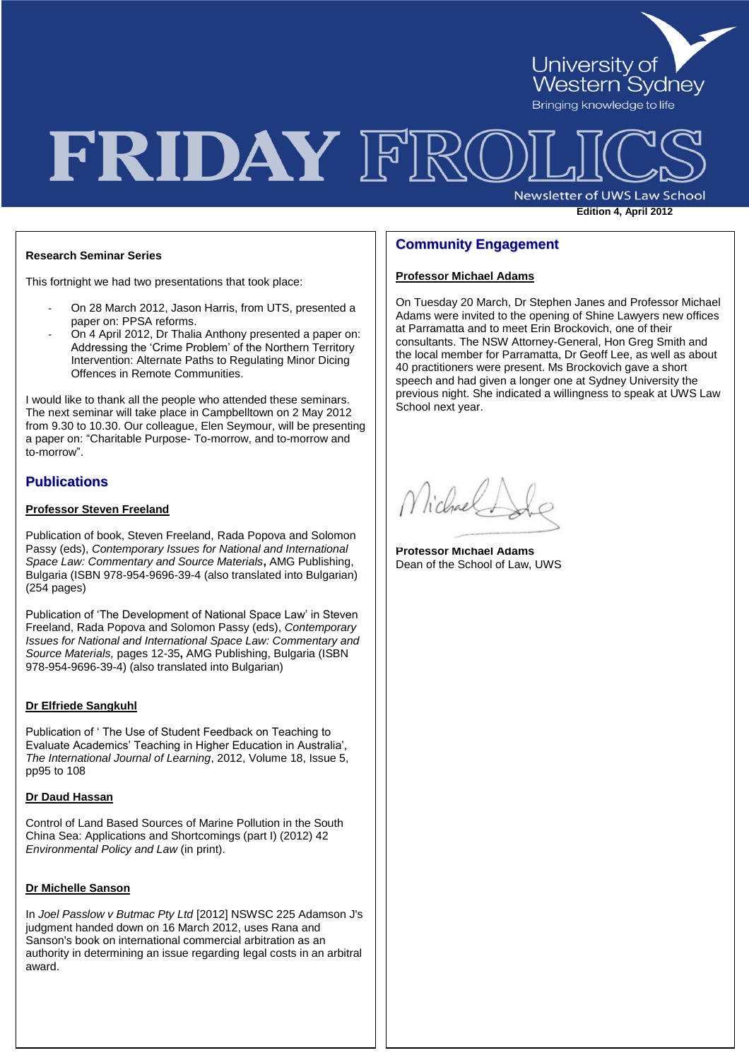# FRIDAY FROLICS

University of Western Sydney
Bringing knowledge to life

Newsletter of UWS Law School

**Edition 4, April 2012**

**Research Seminar Series**

This fortnight we had two presentations that took place:

- On 28 March 2012, Jason Harris, from UTS, presented a paper on: PPSA reforms.
- On 4 April 2012, Dr Thalia Anthony presented a paper on: Addressing the 'Crime Problem' of the Northern Territory Intervention: Alternate Paths to Regulating Minor Dicing Offences in Remote Communities.

I would like to thank all the people who attended these seminars. The next seminar will take place in Campbelltown on 2 May 2012 from 9.30 to 10.30. Our colleague, Elen Seymour, will be presenting a paper on: "Charitable Purpose- To-morrow, and to-morrow and to-morrow".

## Publications

**Professor Steven Freeland**

Publication of book, Steven Freeland, Rada Popova and Solomon Passy (eds), *Contemporary Issues for National and International Space Law: Commentary and Source Materials*, AMG Publishing, Bulgaria (ISBN 978-954-9696-39-4 (also translated into Bulgarian) (254 pages)

Publication of 'The Development of National Space Law' in Steven Freeland, Rada Popova and Solomon Passy (eds), *Contemporary Issues for National and International Space Law: Commentary and Source Materials,* pages 12-35**,** AMG Publishing, Bulgaria (ISBN 978-954-9696-39-4) (also translated into Bulgarian)

**Dr Elfriede Sangkuhl**

Publication of ' The Use of Student Feedback on Teaching to Evaluate Academics' Teaching in Higher Education in Australia', *The International Journal of Learning*, 2012, Volume 18, Issue 5, pp95 to 108

**Dr Daud Hassan**

Control of Land Based Sources of Marine Pollution in the South China Sea: Applications and Shortcomings (part I) (2012) 42 *Environmental Policy and Law* (in print).

**Dr Michelle Sanson**

In *Joel Passlow v Butmac Pty Ltd* [2012] NSWSC 225 Adamson J's judgment handed down on 16 March 2012, uses Rana and Sanson's book on international commercial arbitration as an authority in determining an issue regarding legal costs in an arbitral award.

## Community Engagement

**Professor Michael Adams**

On Tuesday 20 March, Dr Stephen Janes and Professor Michael Adams were invited to the opening of Shine Lawyers new offices at Parramatta and to meet Erin Brockovich, one of their consultants. The NSW Attorney-General, Hon Greg Smith and the local member for Parramatta, Dr Geoff Lee, as well as about 40 practitioners were present. Ms Brockovich gave a short speech and had given a longer one at Sydney University the previous night. She indicated a willingness to speak at UWS Law School next year.

**Professor Michael Adams**
Dean of the School of Law, UWS